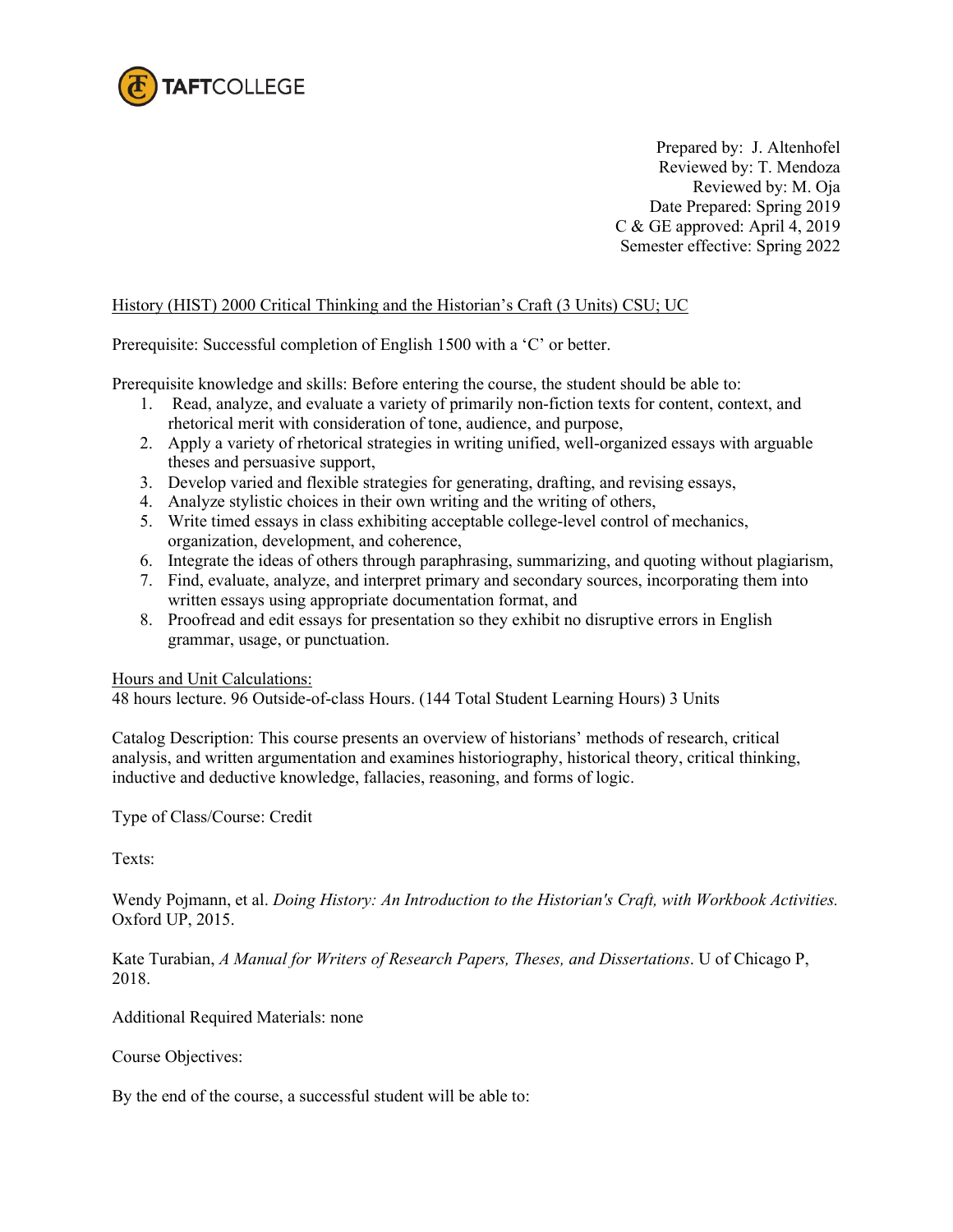TAFTCOLLEGE

Prepared by: J. Altenhofel
Reviewed by: T. Mendoza
Reviewed by: M. Oja
Date Prepared: Spring 2019
C & GE approved: April 4, 2019
Semester effective: Spring 2022

History (HIST) 2000 Critical Thinking and the Historian's Craft (3 Units) CSU; UC

Prerequisite: Successful completion of English 1500 with a 'C' or better.

Prerequisite knowledge and skills: Before entering the course, the student should be able to:

1. Read, analyze, and evaluate a variety of primarily non-fiction texts for content, context, and rhetorical merit with consideration of tone, audience, and purpose,
2. Apply a variety of rhetorical strategies in writing unified, well-organized essays with arguable theses and persuasive support,
3. Develop varied and flexible strategies for generating, drafting, and revising essays,
4. Analyze stylistic choices in their own writing and the writing of others,
5. Write timed essays in class exhibiting acceptable college-level control of mechanics, organization, development, and coherence,
6. Integrate the ideas of others through paraphrasing, summarizing, and quoting without plagiarism,
7. Find, evaluate, analyze, and interpret primary and secondary sources, incorporating them into written essays using appropriate documentation format, and
8. Proofread and edit essays for presentation so they exhibit no disruptive errors in English grammar, usage, or punctuation.

Hours and Unit Calculations:
48 hours lecture. 96 Outside-of-class Hours. (144 Total Student Learning Hours) 3 Units

Catalog Description: This course presents an overview of historians' methods of research, critical analysis, and written argumentation and examines historiography, historical theory, critical thinking, inductive and deductive knowledge, fallacies, reasoning, and forms of logic.

Type of Class/Course: Credit

Texts:

Wendy Pojmann, et al. *Doing History: An Introduction to the Historian's Craft, with Workbook Activities.* Oxford UP, 2015.

Kate Turabian, *A Manual for Writers of Research Papers, Theses, and Dissertations*. U of Chicago P, 2018.

Additional Required Materials: none

Course Objectives:

By the end of the course, a successful student will be able to: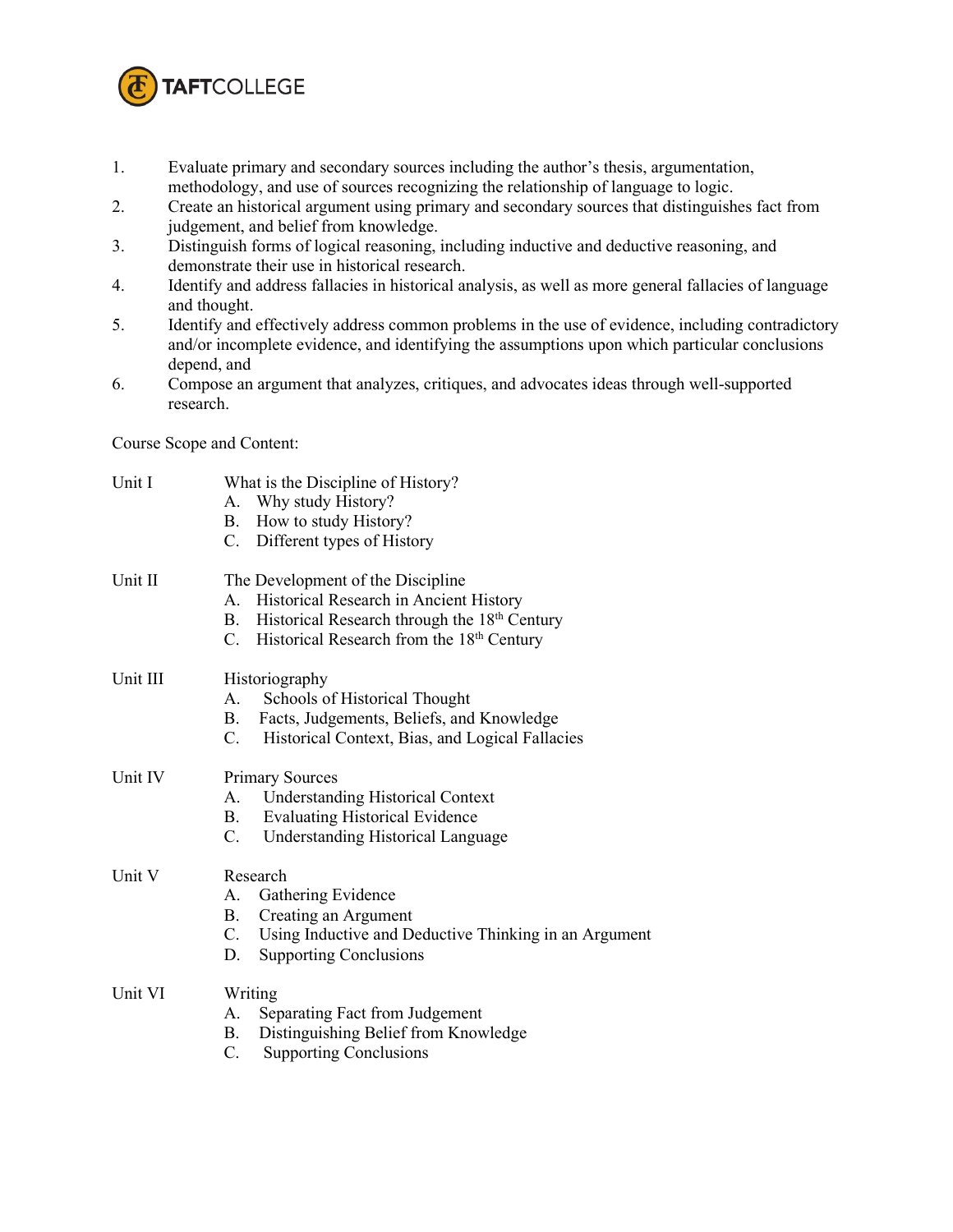1. Evaluate primary and secondary sources including the author's thesis, argumentation, methodology, and use of sources recognizing the relationship of language to logic.
2. Create an historical argument using primary and secondary sources that distinguishes fact from judgement, and belief from knowledge.
3. Distinguish forms of logical reasoning, including inductive and deductive reasoning, and demonstrate their use in historical research.
4. Identify and address fallacies in historical analysis, as well as more general fallacies of language and thought.
5. Identify and effectively address common problems in the use of evidence, including contradictory and/or incomplete evidence, and identifying the assumptions upon which particular conclusions depend, and
6. Compose an argument that analyzes, critiques, and advocates ideas through well-supported research.

Course Scope and Content:

Unit I — What is the Discipline of History?
- A. Why study History?
- B. How to study History?
- C. Different types of History

Unit II — The Development of the Discipline
- A. Historical Research in Ancient History
- B. Historical Research through the 18th Century
- C. Historical Research from the 18th Century

Unit III — Historiography
- A. Schools of Historical Thought
- B. Facts, Judgements, Beliefs, and Knowledge
- C. Historical Context, Bias, and Logical Fallacies

Unit IV — Primary Sources
- A. Understanding Historical Context
- B. Evaluating Historical Evidence
- C. Understanding Historical Language

Unit V — Research
- A. Gathering Evidence
- B. Creating an Argument
- C. Using Inductive and Deductive Thinking in an Argument
- D. Supporting Conclusions

Unit VI — Writing
- A. Separating Fact from Judgement
- B. Distinguishing Belief from Knowledge
- C. Supporting Conclusions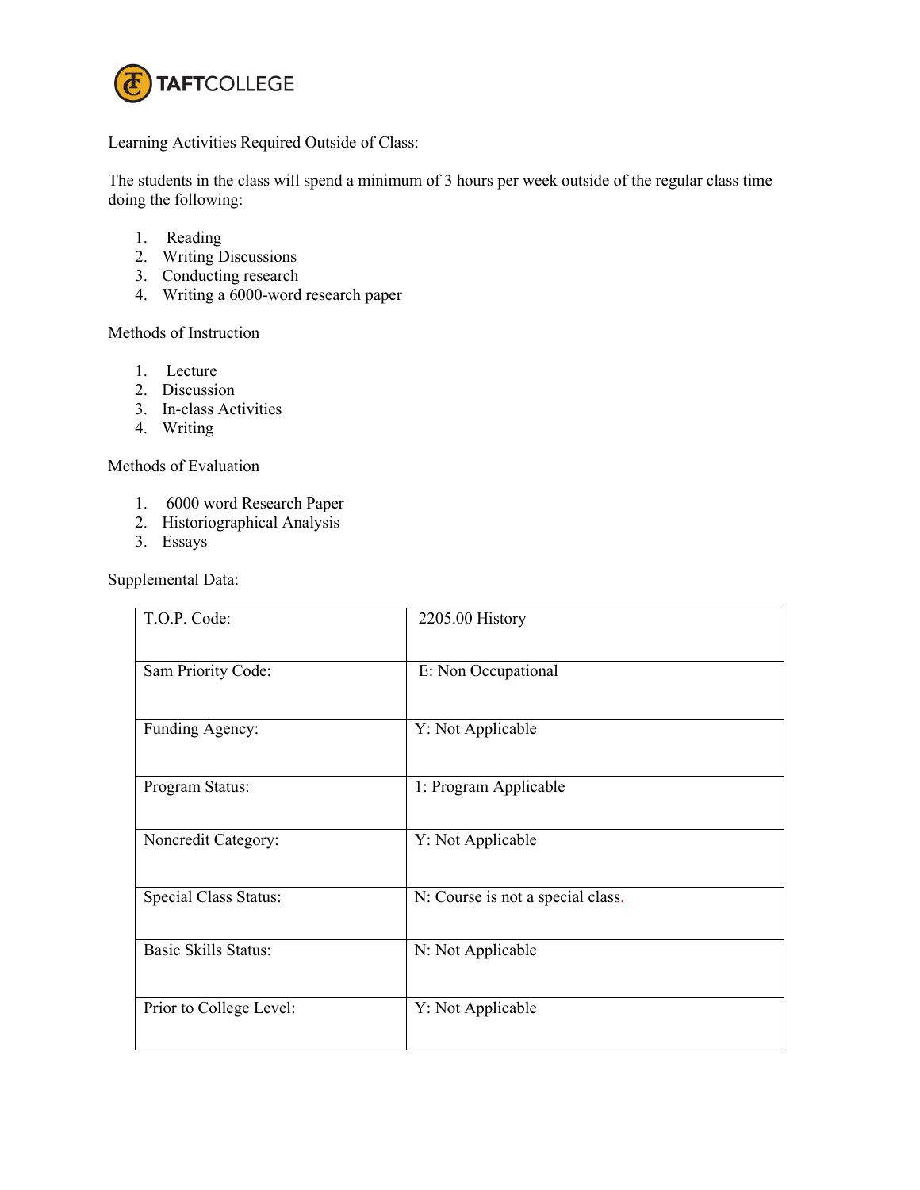Learning Activities Required Outside of Class:

The students in the class will spend a minimum of 3 hours per week outside of the regular class time doing the following:

1. Reading
2. Writing Discussions
3. Conducting research
4. Writing a 6000-word research paper

Methods of Instruction

1. Lecture
2. Discussion
3. In-class Activities
4. Writing

Methods of Evaluation

1. 6000 word Research Paper
2. Historiographical Analysis
3. Essays

Supplemental Data:

| | |
|---|---|
| T.O.P. Code: | 2205.00 History |
| Sam Priority Code: | E: Non Occupational |
| Funding Agency: | Y: Not Applicable |
| Program Status: | 1: Program Applicable |
| Noncredit Category: | Y: Not Applicable |
| Special Class Status: | N: Course is not a special class. |
| Basic Skills Status: | N: Not Applicable |
| Prior to College Level: | Y: Not Applicable |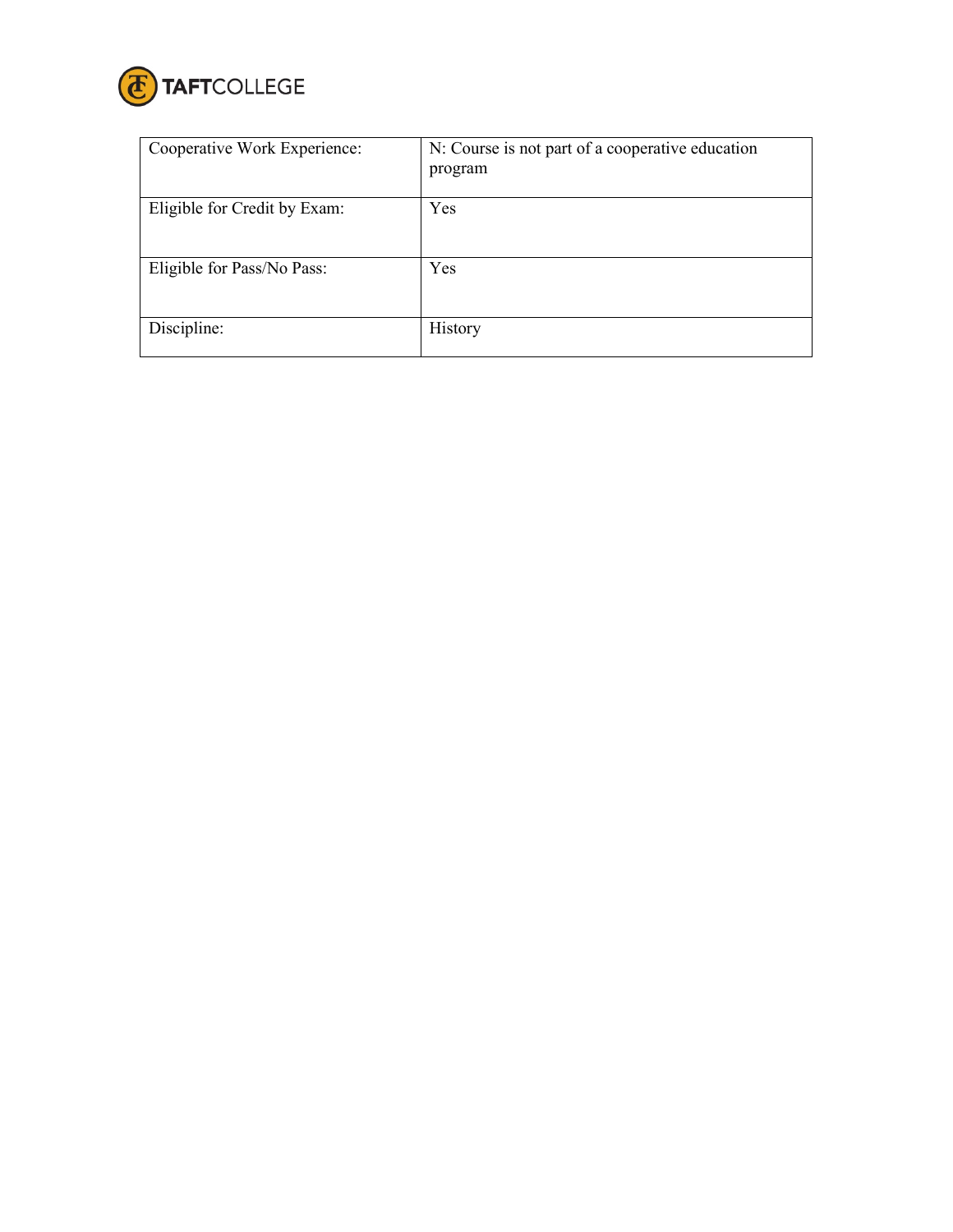| | |
|---|---|
| Cooperative Work Experience: | N: Course is not part of a cooperative education program |
| Eligible for Credit by Exam: | Yes |
| Eligible for Pass/No Pass: | Yes |
| Discipline: | History |